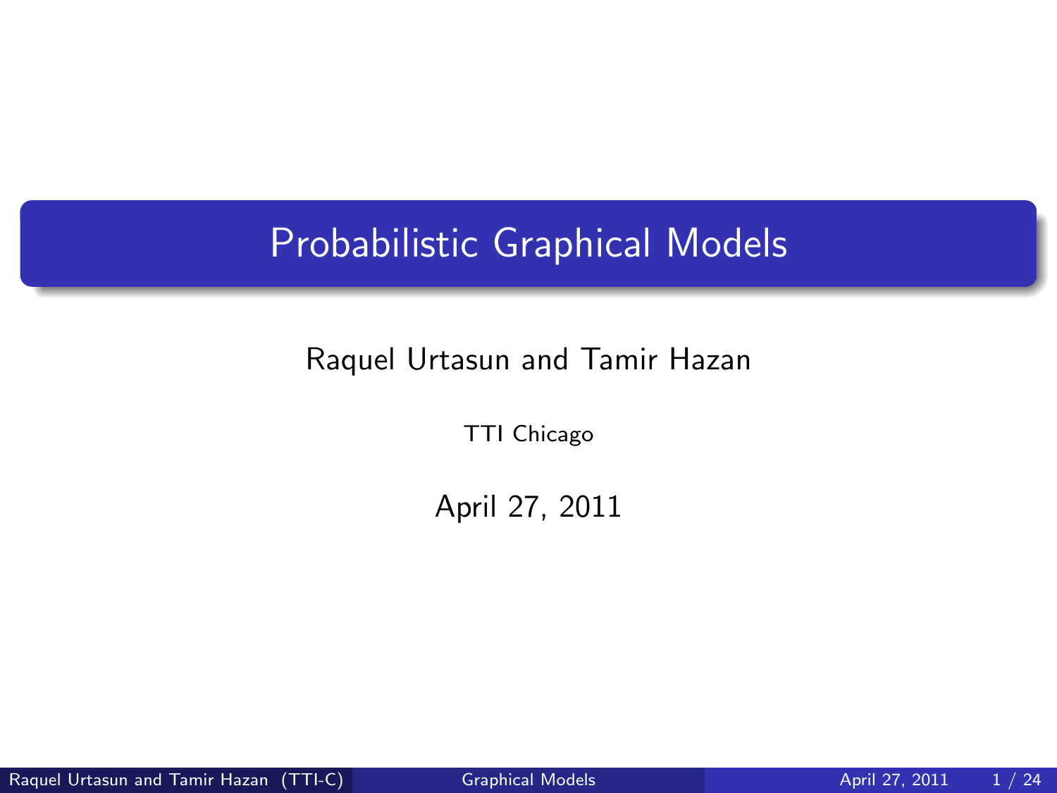# Probabilistic Graphical Models

Raquel Urtasun and Tamir Hazan

TTI Chicago

April 27, 2011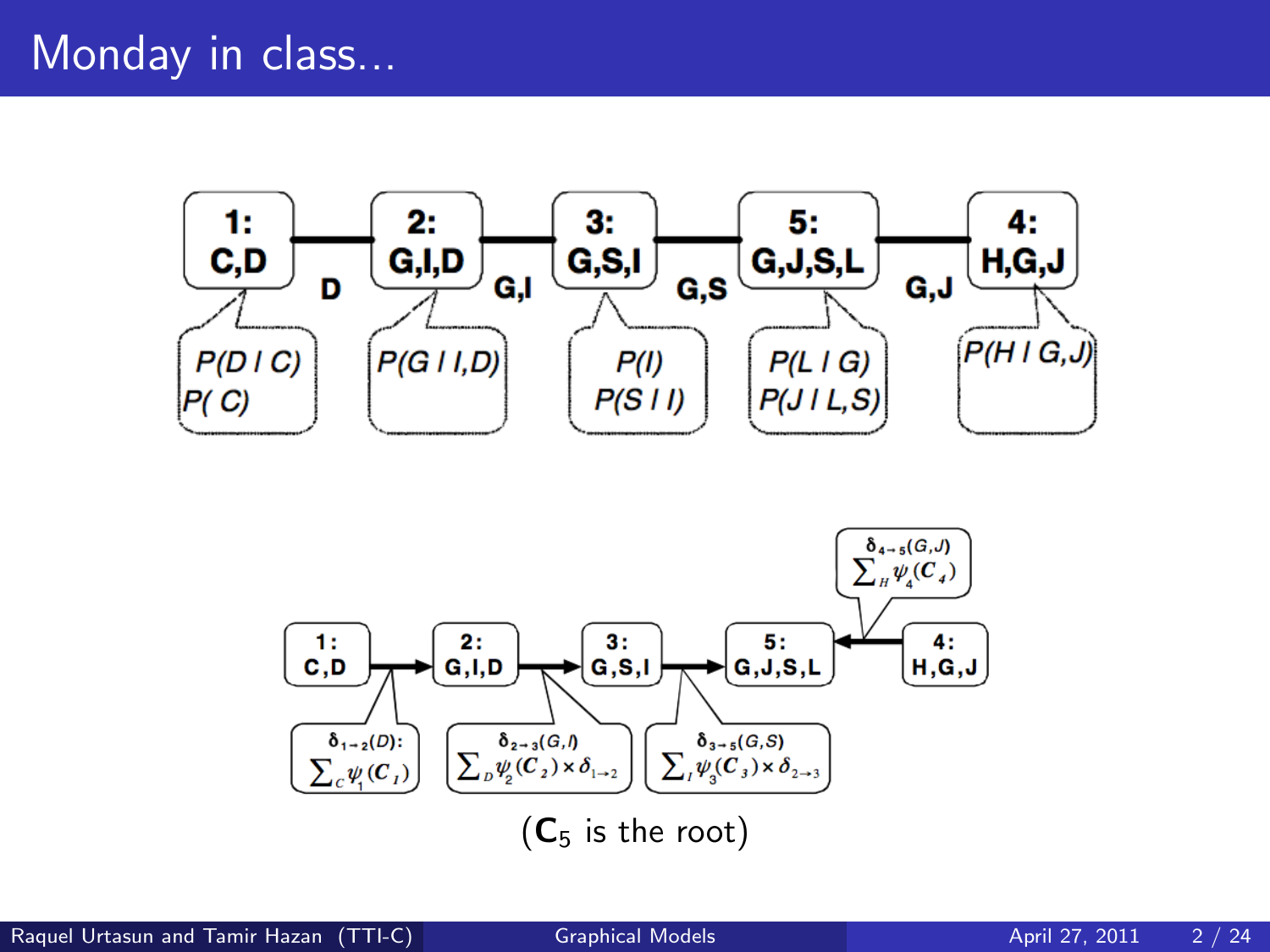# Monday in class...

1: C,D — D — 2: G,I,D — G,I — 3: G,S,I — G,S — 5: G,J,S,L — G,J — 4: H,G,J

- 1: $P(D \mid C)$, $P(C)$
- 2: $P(G \mid I,D)$
- 3: $P(I)$, $P(S \mid I)$
- 5: $P(L \mid G)$, $P(J \mid L,S)$
- 4: $P(H \mid G,J)$

1: C,D → 2: G,I,D → 3: G,S,I → 5: G,J,S,L ← 4: H,G,J

- $\delta_{1\to 2}(D)$: $\sum_C \psi_1(C_1)$
- $\delta_{2\to 3}(G,I)$: $\sum_D \psi_2(C_2) \times \delta_{1\to 2}$
- $\delta_{3\to 5}(G,S)$: $\sum_I \psi_3(C_3) \times \delta_{2\to 3}$
- $\delta_{4\to 5}(G,J)$: $\sum_H \psi_4(C_4)$

($\mathbf{C}_5$ is the root)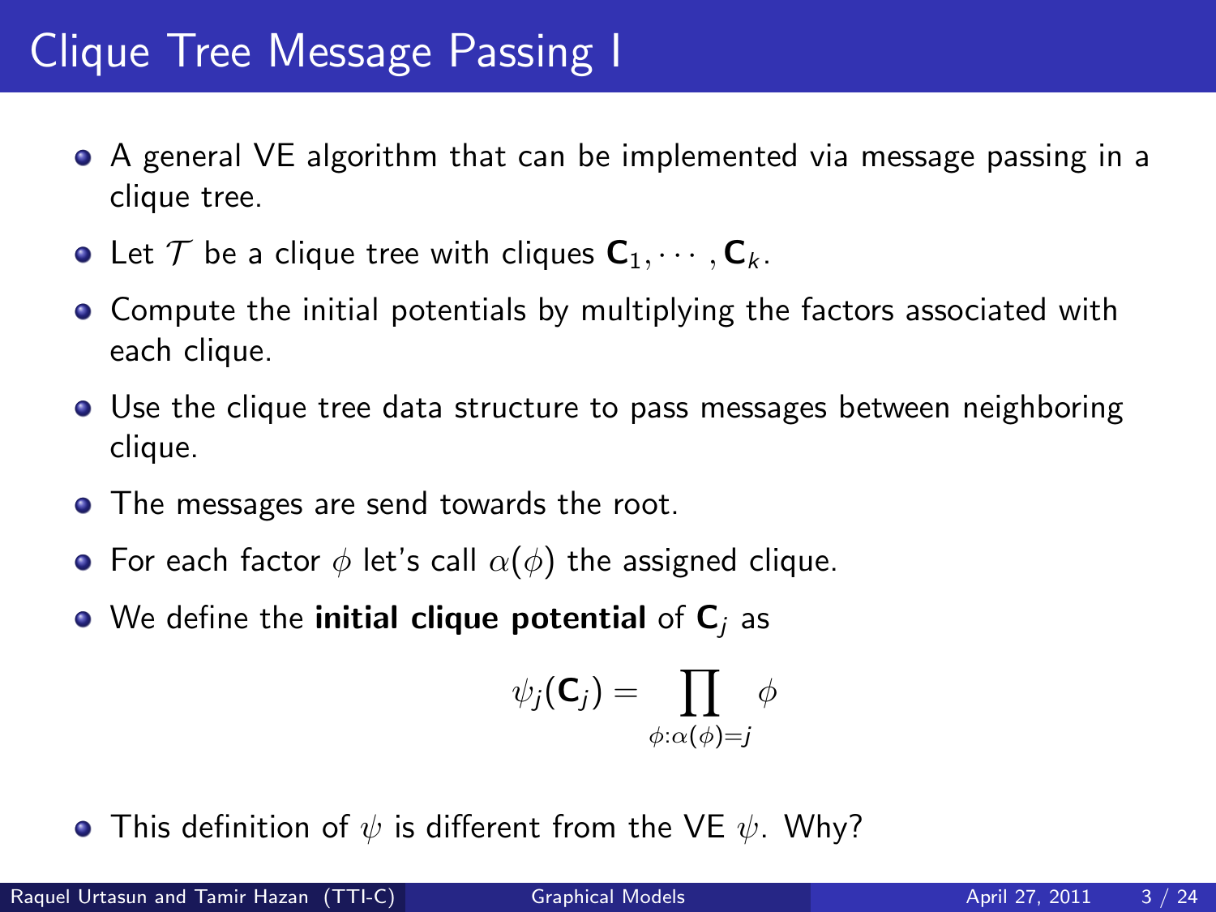# Clique Tree Message Passing I

- A general VE algorithm that can be implemented via message passing in a clique tree.
- Let $\mathcal{T}$ be a clique tree with cliques $\mathbf{C}_1, \cdots, \mathbf{C}_k$.
- Compute the initial potentials by multiplying the factors associated with each clique.
- Use the clique tree data structure to pass messages between neighboring clique.
- The messages are send towards the root.
- For each factor $\phi$ let's call $\alpha(\phi)$ the assigned clique.
- We define the **initial clique potential** of $\mathbf{C}_j$ as

$$\psi_j(\mathbf{C}_j) = \prod_{\phi : \alpha(\phi) = j} \phi$$

- This definition of $\psi$ is different from the VE $\psi$. Why?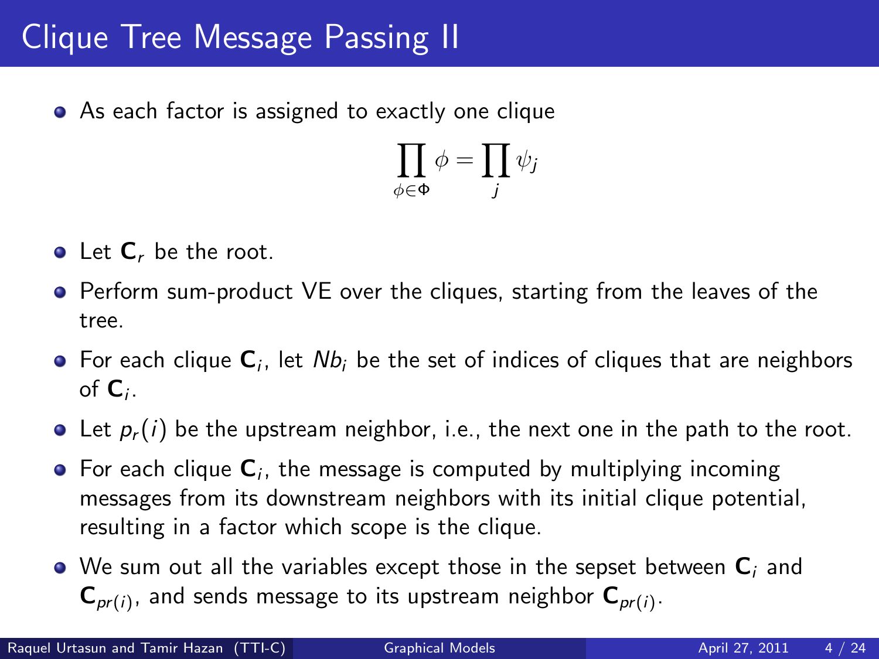# Clique Tree Message Passing II

- As each factor is assigned to exactly one clique

$$\prod_{\phi \in \Phi} \phi = \prod_{j} \psi_j$$

- Let $\mathbf{C}_r$ be the root.
- Perform sum-product VE over the cliques, starting from the leaves of the tree.
- For each clique $\mathbf{C}_i$, let $Nb_i$ be the set of indices of cliques that are neighbors of $\mathbf{C}_i$.
- Let $p_r(i)$ be the upstream neighbor, i.e., the next one in the path to the root.
- For each clique $\mathbf{C}_i$, the message is computed by multiplying incoming messages from its downstream neighbors with its initial clique potential, resulting in a factor which scope is the clique.
- We sum out all the variables except those in the sepset between $\mathbf{C}_i$ and $\mathbf{C}_{pr(i)}$, and sends message to its upstream neighbor $\mathbf{C}_{pr(i)}$.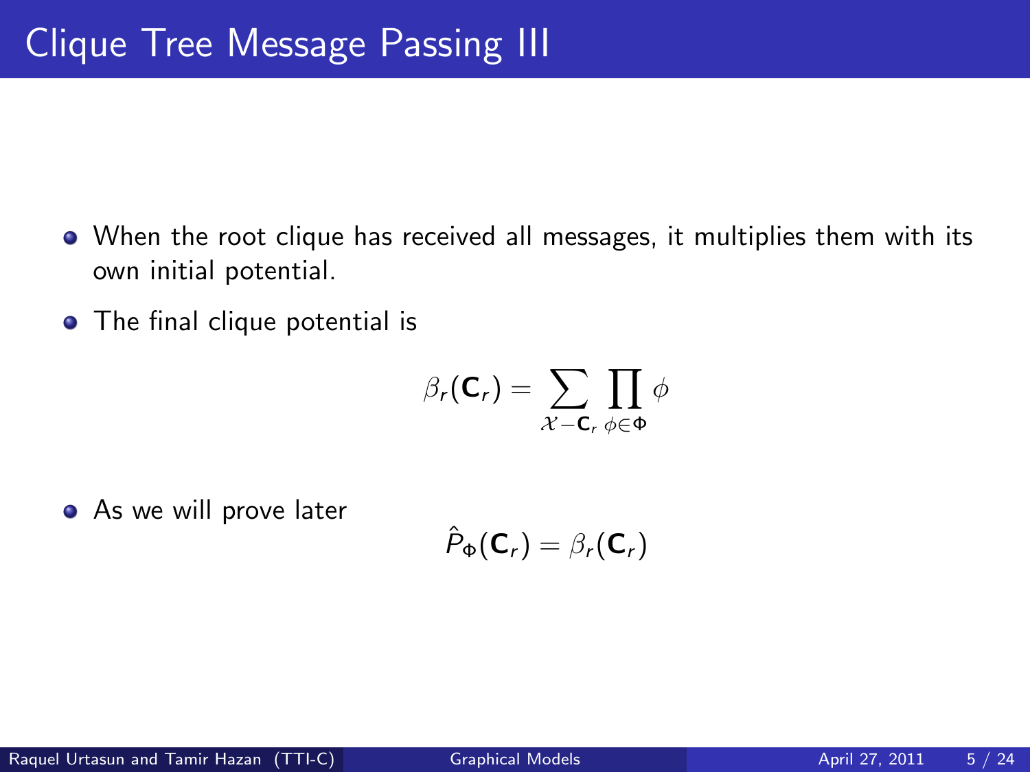# Clique Tree Message Passing III

- When the root clique has received all messages, it multiplies them with its own initial potential.
- The final clique potential is

$$\beta_r(\mathbf{C}_r) = \sum_{\mathcal{X} - \mathbf{C}_r} \prod_{\phi \in \Phi} \phi$$

- As we will prove later

$$\hat{P}_\Phi(\mathbf{C}_r) = \beta_r(\mathbf{C}_r)$$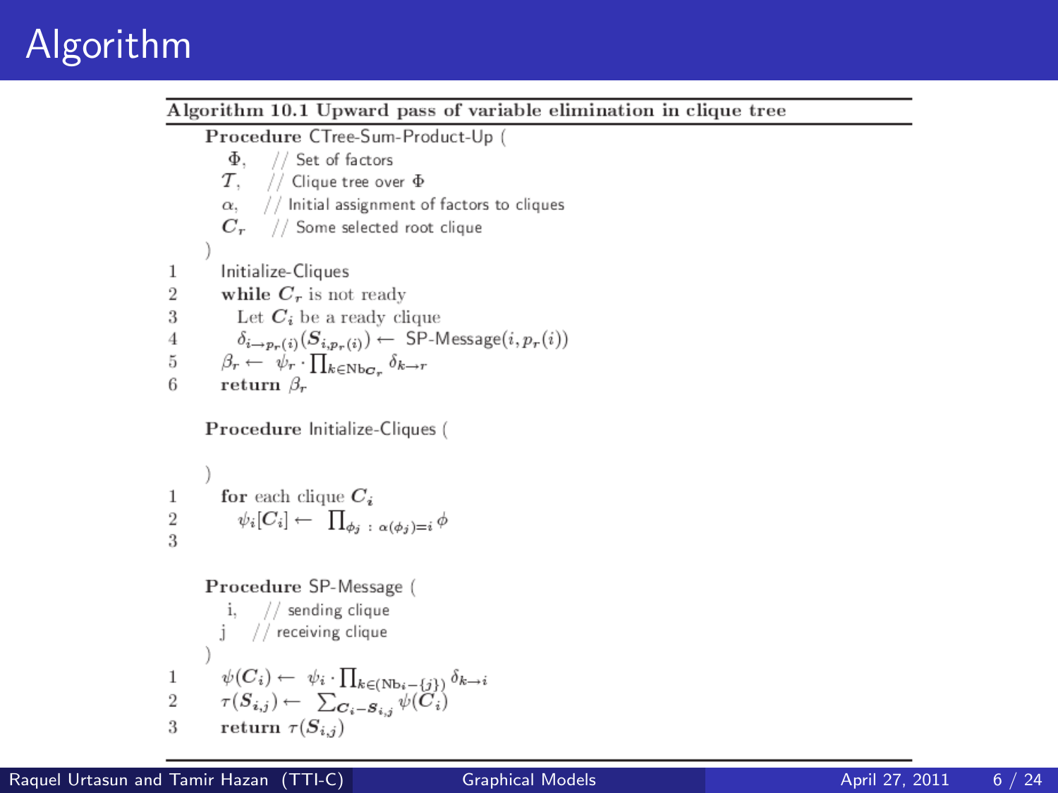# Algorithm

**Algorithm 10.1 Upward pass of variable elimination in clique tree**

**Procedure** CTree-Sum-Product-Up (
  $\Phi$, // Set of factors
  $\mathcal{T}$, // Clique tree over $\Phi$
  $\alpha$, // Initial assignment of factors to cliques
  $C_r$ // Some selected root clique
)

1. Initialize-Cliques
2. **while** $C_r$ is not ready
3.   Let $C_i$ be a ready clique
4.   $\delta_{i \to p_r(i)}(S_{i,p_r(i)}) \leftarrow$ SP-Message$(i, p_r(i))$
5. $\beta_r \leftarrow \psi_r \cdot \prod_{k \in \mathrm{Nb}_{C_r}} \delta_{k \to r}$
6. **return** $\beta_r$

**Procedure** Initialize-Cliques (

)

1. **for** each clique $C_i$
2.   $\psi_i[C_i] \leftarrow \prod_{\phi_j \,:\, \alpha(\phi_j)=i} \phi$
3.

**Procedure** SP-Message (
  i, // sending clique
  j // receiving clique
)

1. $\psi(C_i) \leftarrow \psi_i \cdot \prod_{k \in (\mathrm{Nb}_i - \{j\})} \delta_{k \to i}$
2. $\tau(S_{i,j}) \leftarrow \sum_{C_i - S_{i,j}} \psi(C_i)$
3. **return** $\tau(S_{i,j})$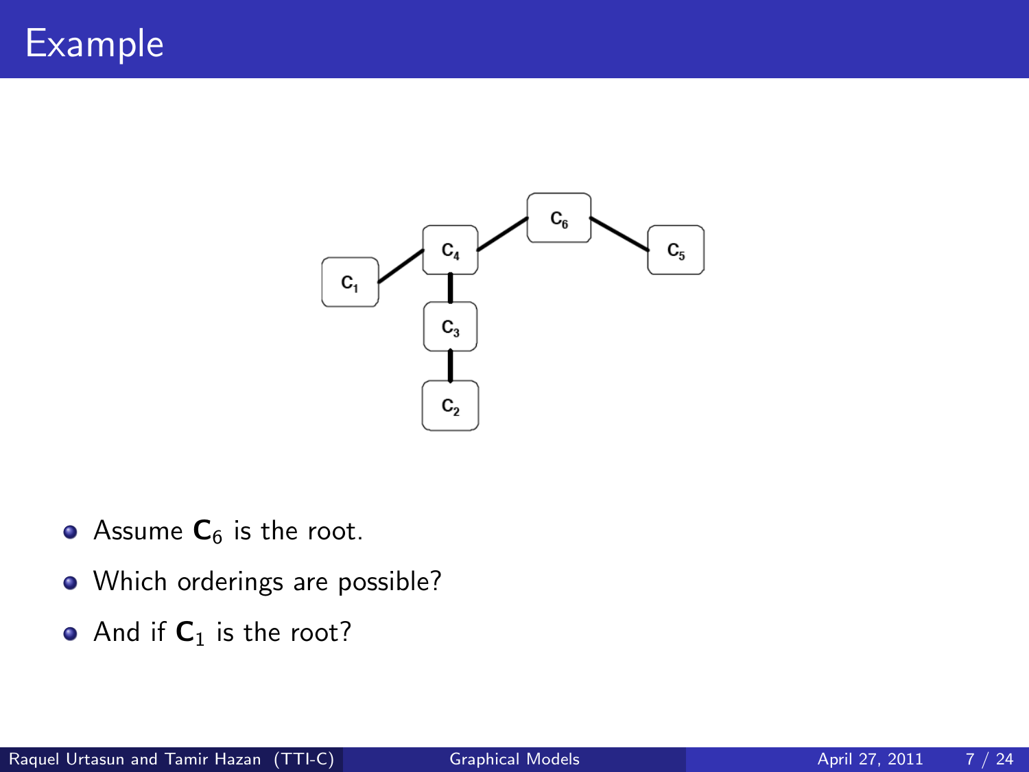# Example

- Assume $\mathbf{C}_6$ is the root.
- Which orderings are possible?
- And if $\mathbf{C}_1$ is the root?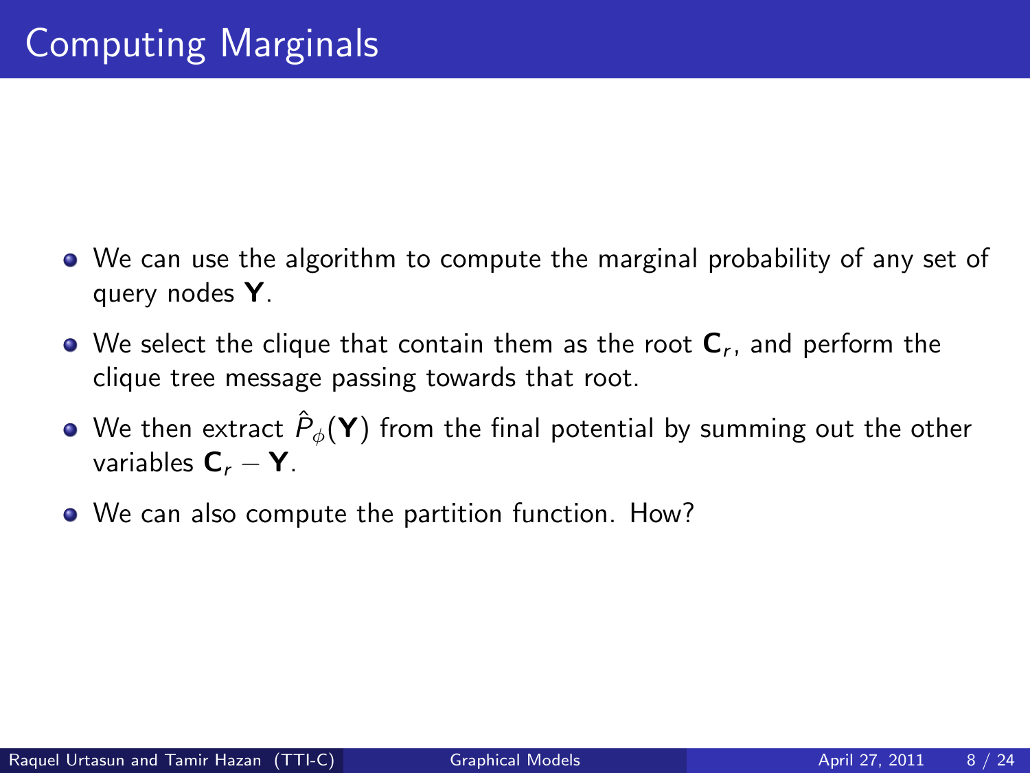# Computing Marginals

- We can use the algorithm to compute the marginal probability of any set of query nodes $\mathbf{Y}$.
- We select the clique that contain them as the root $\mathbf{C}_r$, and perform the clique tree message passing towards that root.
- We then extract $\hat{P}_\phi(\mathbf{Y})$ from the final potential by summing out the other variables $\mathbf{C}_r - \mathbf{Y}$.
- We can also compute the partition function. How?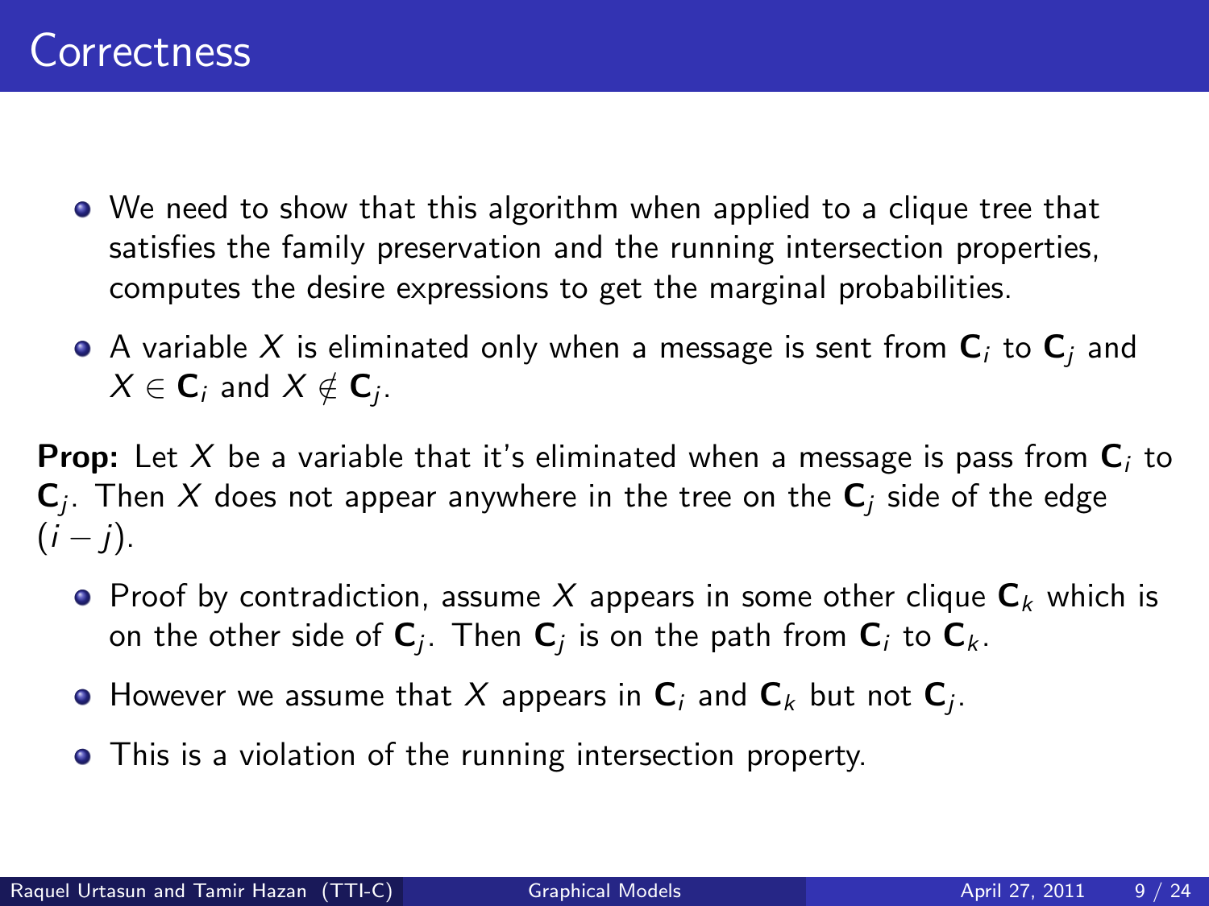# Correctness

- We need to show that this algorithm when applied to a clique tree that satisfies the family preservation and the running intersection properties, computes the desire expressions to get the marginal probabilities.
- A variable $X$ is eliminated only when a message is sent from $\mathbf{C}_i$ to $\mathbf{C}_j$ and $X \in \mathbf{C}_i$ and $X \notin \mathbf{C}_j$.

**Prop:** Let $X$ be a variable that it's eliminated when a message is pass from $\mathbf{C}_i$ to $\mathbf{C}_j$. Then $X$ does not appear anywhere in the tree on the $\mathbf{C}_j$ side of the edge $(i - j)$.

- Proof by contradiction, assume $X$ appears in some other clique $\mathbf{C}_k$ which is on the other side of $\mathbf{C}_j$. Then $\mathbf{C}_j$ is on the path from $\mathbf{C}_i$ to $\mathbf{C}_k$.
- However we assume that $X$ appears in $\mathbf{C}_i$ and $\mathbf{C}_k$ but not $\mathbf{C}_j$.
- This is a violation of the running intersection property.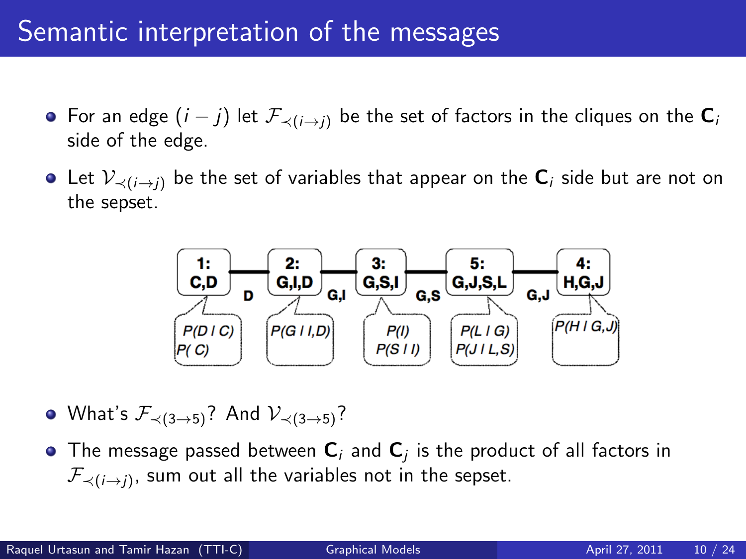# Semantic interpretation of the messages

- For an edge $(i - j)$ let $\mathcal{F}_{\prec(i \rightarrow j)}$ be the set of factors in the cliques on the $\mathbf{C}_i$ side of the edge.
- Let $\mathcal{V}_{\prec(i \rightarrow j)}$ be the set of variables that appear on the $\mathbf{C}_i$ side but are not on the sepset.

- What's $\mathcal{F}_{\prec(3 \rightarrow 5)}$? And $\mathcal{V}_{\prec(3 \rightarrow 5)}$?
- The message passed between $\mathbf{C}_i$ and $\mathbf{C}_j$ is the product of all factors in $\mathcal{F}_{\prec(i \rightarrow j)}$, sum out all the variables not in the sepset.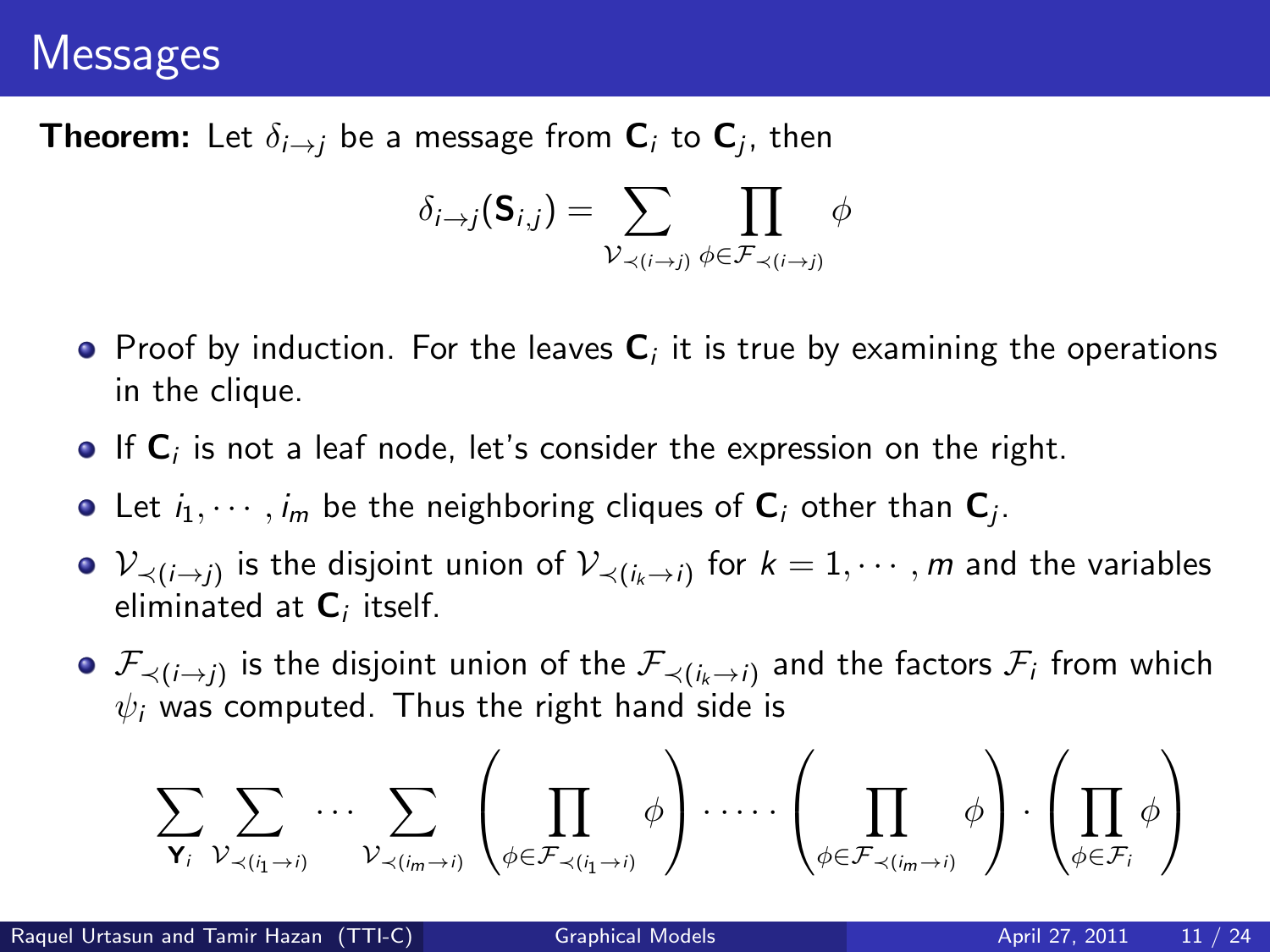# Messages

**Theorem:** Let $\delta_{i \to j}$ be a message from $\mathbf{C}_i$ to $\mathbf{C}_j$, then

$$\delta_{i \to j}(\mathbf{S}_{i,j}) = \sum_{\mathcal{V}_{\prec(i \to j)}} \prod_{\phi \in \mathcal{F}_{\prec(i \to j)}} \phi$$

- Proof by induction. For the leaves $\mathbf{C}_i$ it is true by examining the operations in the clique.
- If $\mathbf{C}_i$ is not a leaf node, let's consider the expression on the right.
- Let $i_1, \cdots, i_m$ be the neighboring cliques of $\mathbf{C}_i$ other than $\mathbf{C}_j$.
- $\mathcal{V}_{\prec(i \to j)}$ is the disjoint union of $\mathcal{V}_{\prec(i_k \to i)}$ for $k = 1, \cdots, m$ and the variables eliminated at $\mathbf{C}_i$ itself.
- $\mathcal{F}_{\prec(i \to j)}$ is the disjoint union of the $\mathcal{F}_{\prec(i_k \to i)}$ and the factors $\mathcal{F}_i$ from which $\psi_i$ was computed. Thus the right hand side is

$$\sum_{\mathbf{Y}_i} \sum_{\mathcal{V}_{\prec(i_1 \to i)}} \cdots \sum_{\mathcal{V}_{\prec(i_m \to i)}} \left( \prod_{\phi \in \mathcal{F}_{\prec(i_1 \to i)}} \phi \right) \cdot \cdots \cdot \left( \prod_{\phi \in \mathcal{F}_{\prec(i_m \to i)}} \phi \right) \cdot \left( \prod_{\phi \in \mathcal{F}_i} \phi \right)$$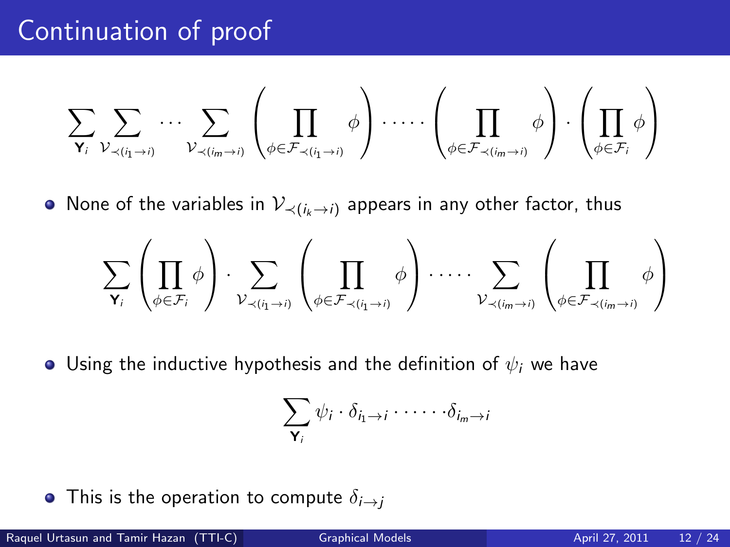# Continuation of proof

$$\sum_{\mathbf{Y}_i} \sum_{\mathcal{V}_{\prec(i_1 \to i)}} \cdots \sum_{\mathcal{V}_{\prec(i_m \to i)}} \left( \prod_{\phi \in \mathcal{F}_{\prec(i_1 \to i)}} \phi \right) \cdot \cdots \cdot \left( \prod_{\phi \in \mathcal{F}_{\prec(i_m \to i)}} \phi \right) \cdot \left( \prod_{\phi \in \mathcal{F}_i} \phi \right)$$

- None of the variables in $\mathcal{V}_{\prec(i_k \to i)}$ appears in any other factor, thus

$$\sum_{\mathbf{Y}_i} \left( \prod_{\phi \in \mathcal{F}_i} \phi \right) \cdot \sum_{\mathcal{V}_{\prec(i_1 \to i)}} \left( \prod_{\phi \in \mathcal{F}_{\prec(i_1 \to i)}} \phi \right) \cdot \cdots \cdot \sum_{\mathcal{V}_{\prec(i_m \to i)}} \left( \prod_{\phi \in \mathcal{F}_{\prec(i_m \to i)}} \phi \right)$$

- Using the inductive hypothesis and the definition of $\psi_i$ we have

$$\sum_{\mathbf{Y}_i} \psi_i \cdot \delta_{i_1 \to i} \cdot \cdots \cdot \delta_{i_m \to i}$$

- This is the operation to compute $\delta_{i \to j}$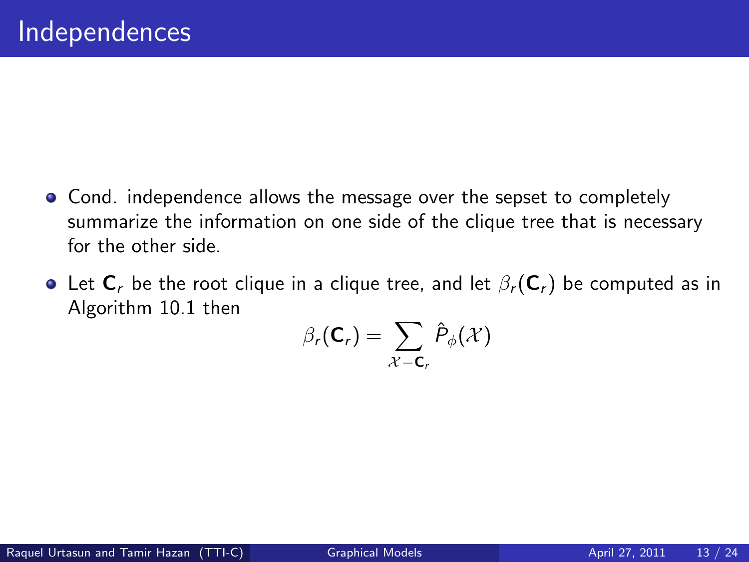# Independences

- Cond. independence allows the message over the sepset to completely summarize the information on one side of the clique tree that is necessary for the other side.
- Let $\mathbf{C}_r$ be the root clique in a clique tree, and let $\beta_r(\mathbf{C}_r)$ be computed as in Algorithm 10.1 then

$$\beta_r(\mathbf{C}_r) = \sum_{\mathcal{X} - \mathbf{C}_r} \hat{P}_\phi(\mathcal{X})$$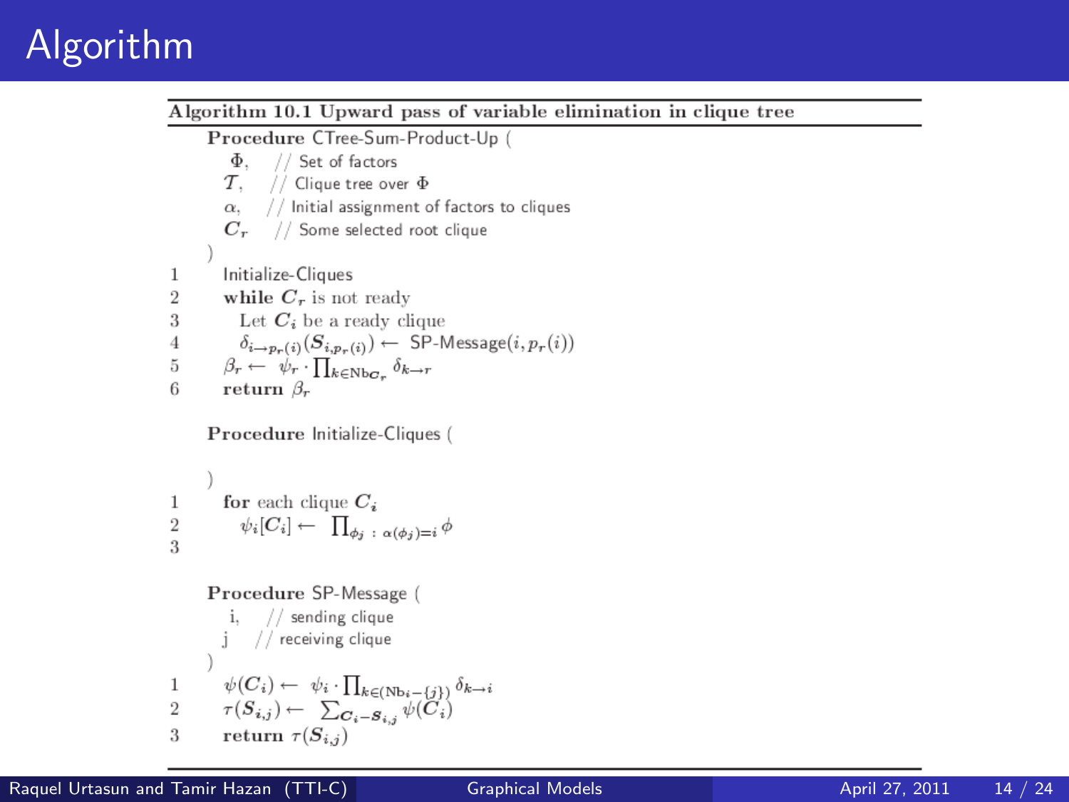# Algorithm

**Algorithm 10.1 Upward pass of variable elimination in clique tree**

**Procedure** CTree-Sum-Product-Up (
  $\Phi$,  // Set of factors
  $\mathcal{T}$,  // Clique tree over $\Phi$
  $\alpha$,  // Initial assignment of factors to cliques
  $\boldsymbol{C}_r$  // Some selected root clique
)

1. Initialize-Cliques
2. **while** $\boldsymbol{C}_r$ is not ready
3.   Let $\boldsymbol{C}_i$ be a ready clique
4.   $\delta_{i \to p_r(i)}(\boldsymbol{S}_{i,p_r(i)}) \leftarrow$ SP-Message$(i, p_r(i))$
5. $\beta_r \leftarrow \psi_r \cdot \prod_{k \in \mathrm{Nb}_{\boldsymbol{C}_r}} \delta_{k \to r}$
6. **return** $\beta_r$

**Procedure** Initialize-Cliques (

)

1. **for** each clique $\boldsymbol{C}_i$
2.   $\psi_i[\boldsymbol{C}_i] \leftarrow \prod_{\phi_j \,:\, \alpha(\phi_j)=i} \phi$
3.

**Procedure** SP-Message (
  i,  // sending clique
  j  // receiving clique
)

1. $\psi(\boldsymbol{C}_i) \leftarrow \psi_i \cdot \prod_{k \in (\mathrm{Nb}_i - \{j\})} \delta_{k \to i}$
2. $\tau(\boldsymbol{S}_{i,j}) \leftarrow \sum_{\boldsymbol{C}_i - \boldsymbol{S}_{i,j}} \psi(\boldsymbol{C}_i)$
3. **return** $\tau(\boldsymbol{S}_{i,j})$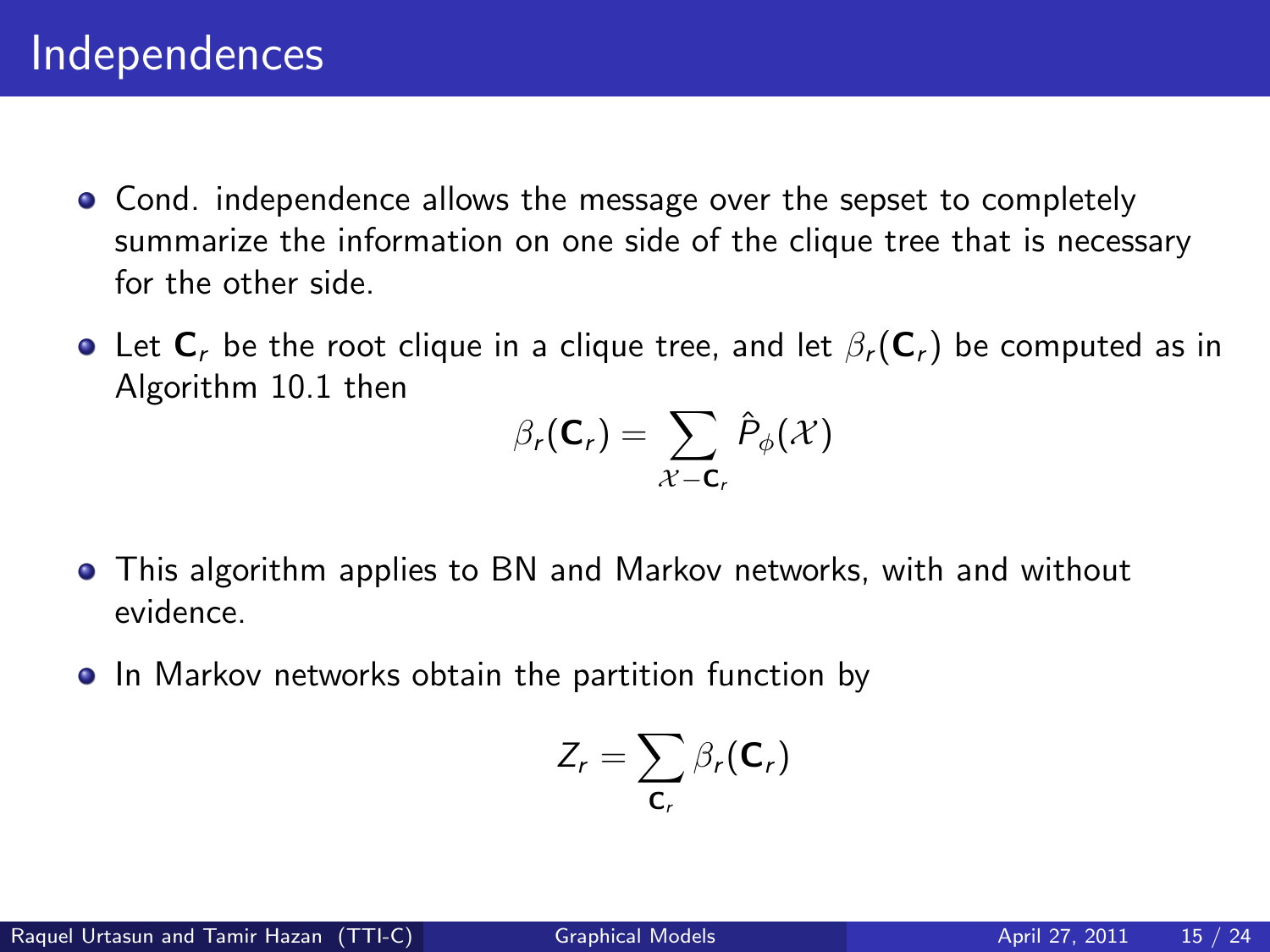# Independences

- Cond. independence allows the message over the sepset to completely summarize the information on one side of the clique tree that is necessary for the other side.
- Let $\mathbf{C}_r$ be the root clique in a clique tree, and let $\beta_r(\mathbf{C}_r)$ be computed as in Algorithm 10.1 then

$$\beta_r(\mathbf{C}_r) = \sum_{\mathcal{X}-\mathbf{C}_r} \hat{P}_\phi(\mathcal{X})$$

- This algorithm applies to BN and Markov networks, with and without evidence.
- In Markov networks obtain the partition function by

$$Z_r = \sum_{\mathbf{C}_r} \beta_r(\mathbf{C}_r)$$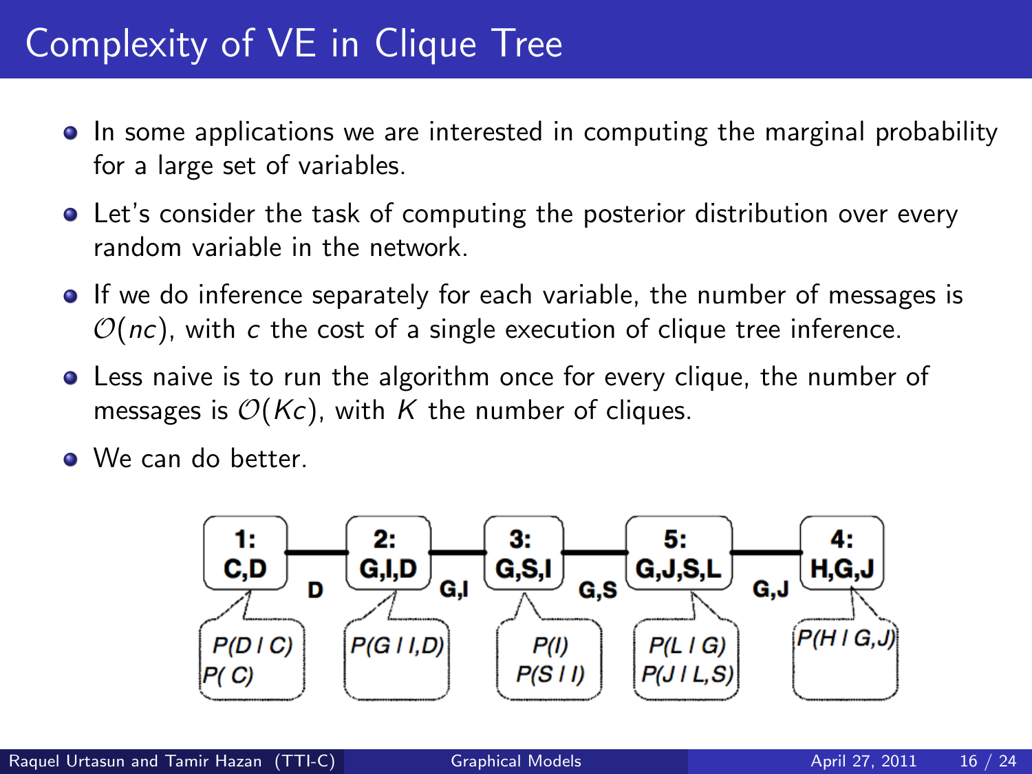# Complexity of VE in Clique Tree

- In some applications we are interested in computing the marginal probability for a large set of variables.
- Let's consider the task of computing the posterior distribution over every random variable in the network.
- If we do inference separately for each variable, the number of messages is $\mathcal{O}(nc)$, with $c$ the cost of a single execution of clique tree inference.
- Less naive is to run the algorithm once for every clique, the number of messages is $\mathcal{O}(Kc)$, with $K$ the number of cliques.
- We can do better.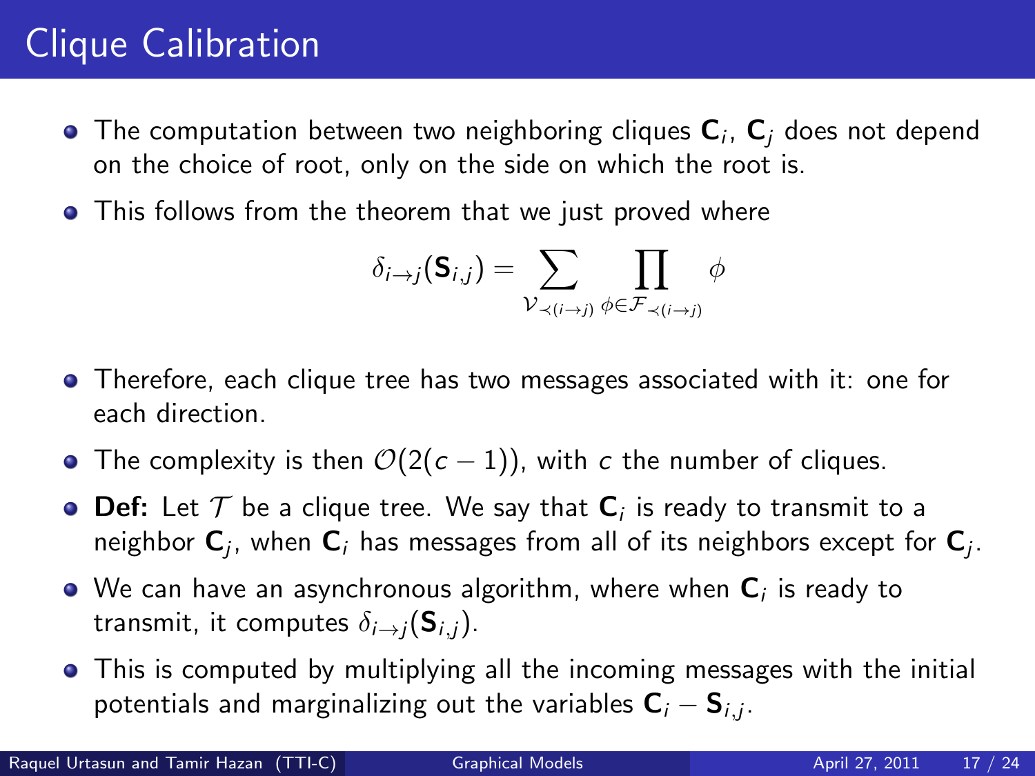# Clique Calibration

- The computation between two neighboring cliques $\mathbf{C}_i$, $\mathbf{C}_j$ does not depend on the choice of root, only on the side on which the root is.
- This follows from the theorem that we just proved where

$$\delta_{i \to j}(\mathbf{S}_{i,j}) = \sum_{\mathcal{V}_{\prec(i \to j)}} \prod_{\phi \in \mathcal{F}_{\prec(i \to j)}} \phi$$

- Therefore, each clique tree has two messages associated with it: one for each direction.
- The complexity is then $\mathcal{O}(2(c-1))$, with $c$ the number of cliques.
- **Def:** Let $\mathcal{T}$ be a clique tree. We say that $\mathbf{C}_i$ is ready to transmit to a neighbor $\mathbf{C}_j$, when $\mathbf{C}_i$ has messages from all of its neighbors except for $\mathbf{C}_j$.
- We can have an asynchronous algorithm, where when $\mathbf{C}_i$ is ready to transmit, it computes $\delta_{i \to j}(\mathbf{S}_{i,j})$.
- This is computed by multiplying all the incoming messages with the initial potentials and marginalizing out the variables $\mathbf{C}_i - \mathbf{S}_{i,j}$.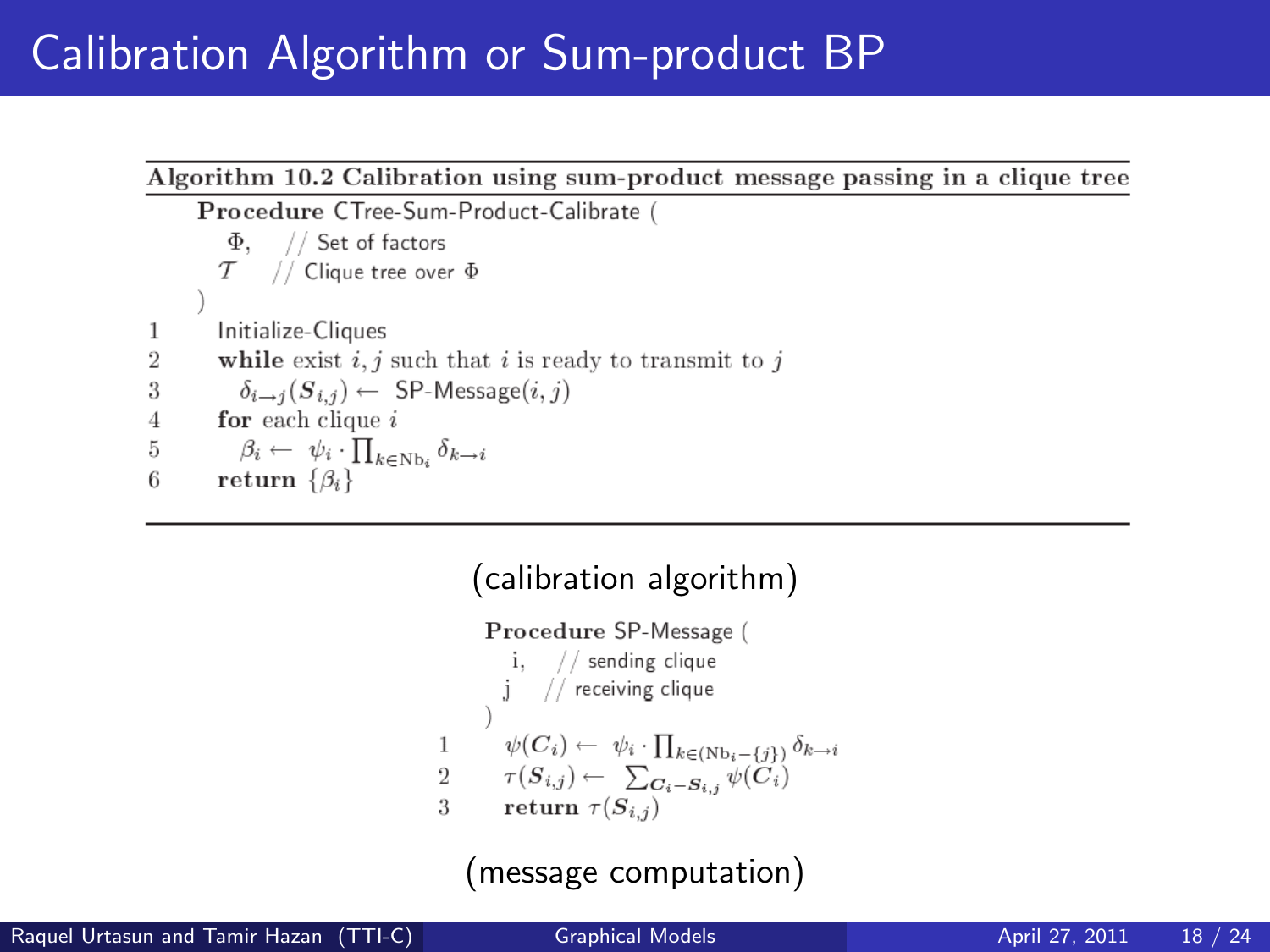# Calibration Algorithm or Sum-product BP

**Algorithm 10.2 Calibration using sum-product message passing in a clique tree**

**Procedure** CTree-Sum-Product-Calibrate (
  $\Phi$,  // Set of factors
  $\mathcal{T}$  // Clique tree over $\Phi$
)

1. Initialize-Cliques
2. **while** exist $i, j$ such that $i$ is ready to transmit to $j$
3. $\quad\delta_{i \to j}(\boldsymbol{S}_{i,j}) \leftarrow$ SP-Message$(i, j)$
4. **for** each clique $i$
5. $\quad\beta_i \leftarrow \psi_i \cdot \prod_{k \in \mathrm{Nb}_i} \delta_{k \to i}$
6. **return** $\{\beta_i\}$

(calibration algorithm)

**Procedure** SP-Message (
  i,  // sending clique
  j  // receiving clique
)

1. $\psi(\boldsymbol{C}_i) \leftarrow \psi_i \cdot \prod_{k \in (\mathrm{Nb}_i - \{j\})} \delta_{k \to i}$
2. $\tau(\boldsymbol{S}_{i,j}) \leftarrow \sum_{\boldsymbol{C}_i - \boldsymbol{S}_{i,j}} \psi(\boldsymbol{C}_i)$
3. **return** $\tau(\boldsymbol{S}_{i,j})$

(message computation)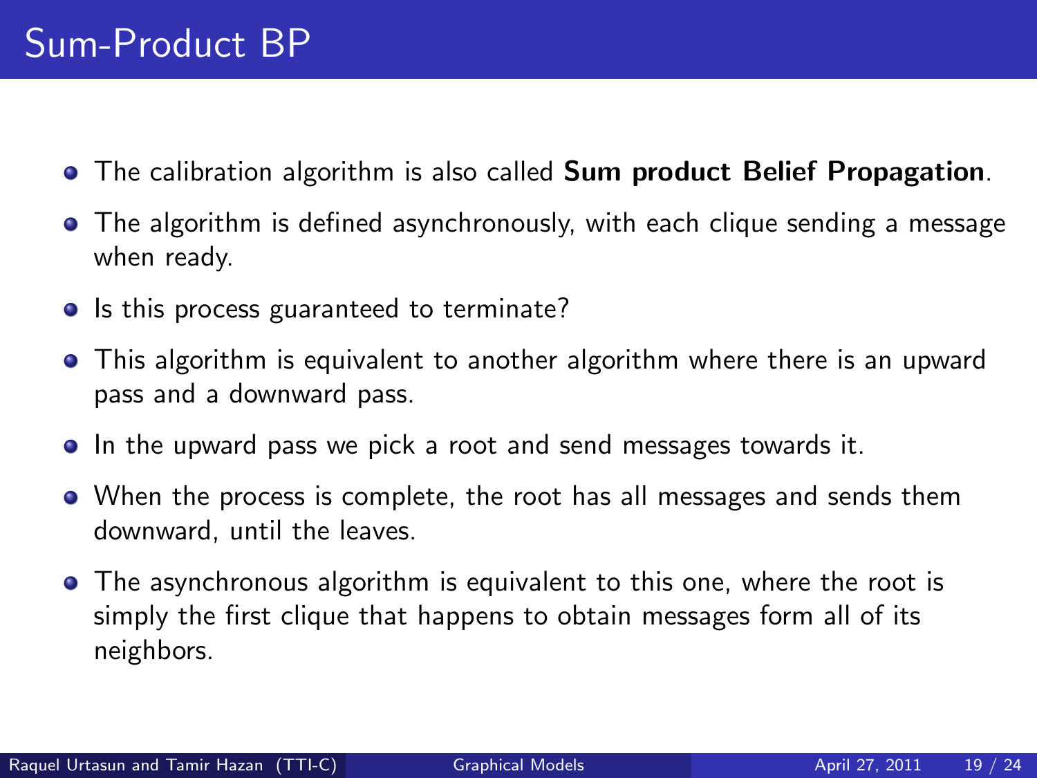# Sum-Product BP

- The calibration algorithm is also called **Sum product Belief Propagation**.
- The algorithm is defined asynchronously, with each clique sending a message when ready.
- Is this process guaranteed to terminate?
- This algorithm is equivalent to another algorithm where there is an upward pass and a downward pass.
- In the upward pass we pick a root and send messages towards it.
- When the process is complete, the root has all messages and sends them downward, until the leaves.
- The asynchronous algorithm is equivalent to this one, where the root is simply the first clique that happens to obtain messages form all of its neighbors.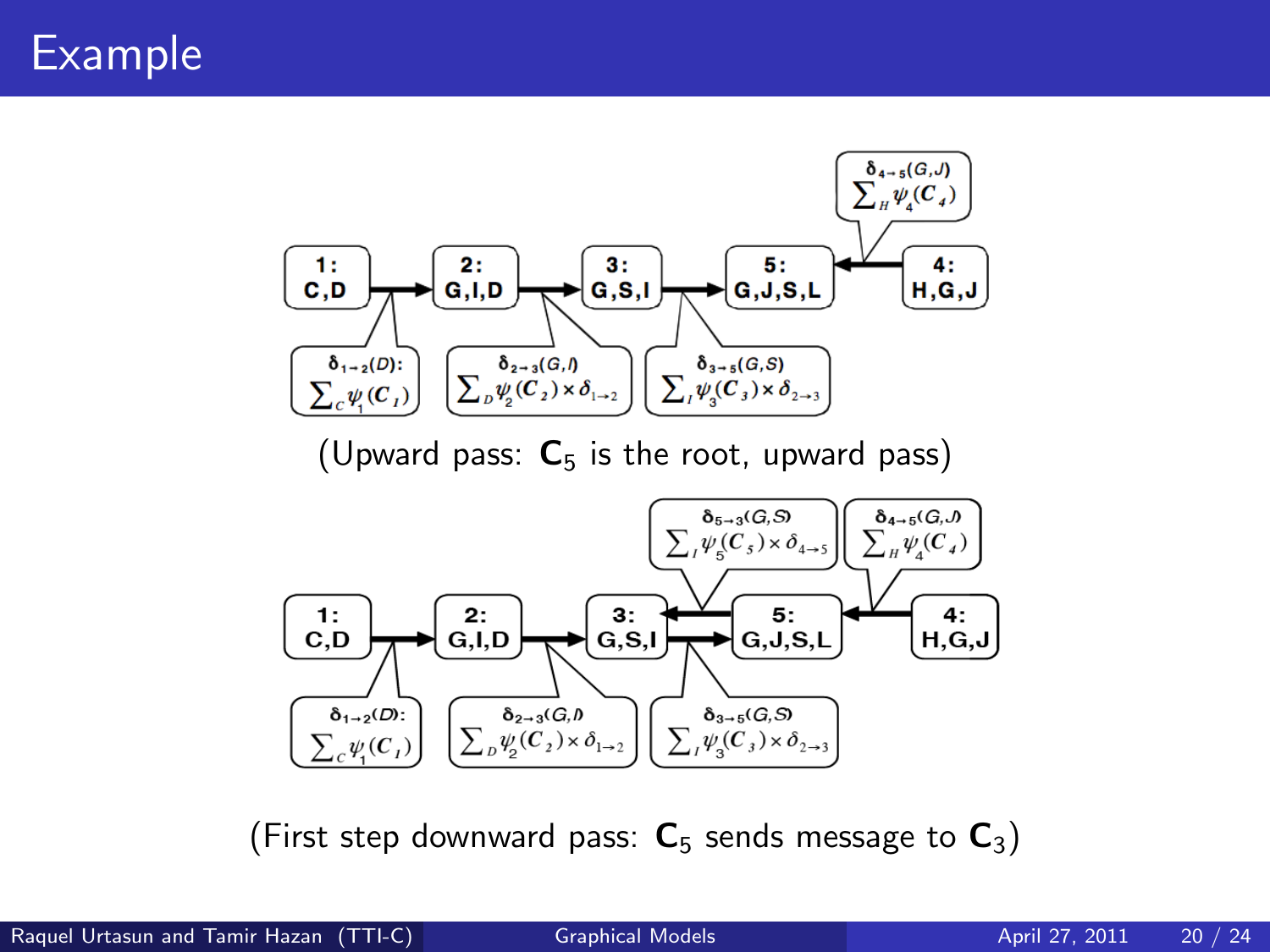# Example

1: C,D → 2: G,I,D → 3: G,S,I → 5: G,J,S,L ← 4: H,G,J

$\delta_{1\to 2}(D)$: $\sum_C \psi_1(C_1)$

$\delta_{2\to 3}(G,I)$: $\sum_D \psi_2(C_2) \times \delta_{1\to 2}$

$\delta_{3\to 5}(G,S)$: $\sum_I \psi_3(C_3) \times \delta_{2\to 3}$

$\delta_{4\to 5}(G,J)$: $\sum_H \psi_4(C_4)$

(Upward pass: $\mathbf{C}_5$ is the root, upward pass)

1: C,D → 2: G,I,D → 3: G,S,I ⇄ 5: G,J,S,L ← 4: H,G,J

$\delta_{1\to 2}(D)$: $\sum_C \psi_1(C_1)$

$\delta_{2\to 3}(G,I)$: $\sum_D \psi_2(C_2) \times \delta_{1\to 2}$

$\delta_{3\to 5}(G,S)$: $\sum_I \psi_3(C_3) \times \delta_{2\to 3}$

$\delta_{5\to 3}(G,S)$: $\sum_J \psi_5(C_5) \times \delta_{4\to 5}$

$\delta_{4\to 5}(G,J)$: $\sum_H \psi_4(C_4)$

(First step downward pass: $\mathbf{C}_5$ sends message to $\mathbf{C}_3$)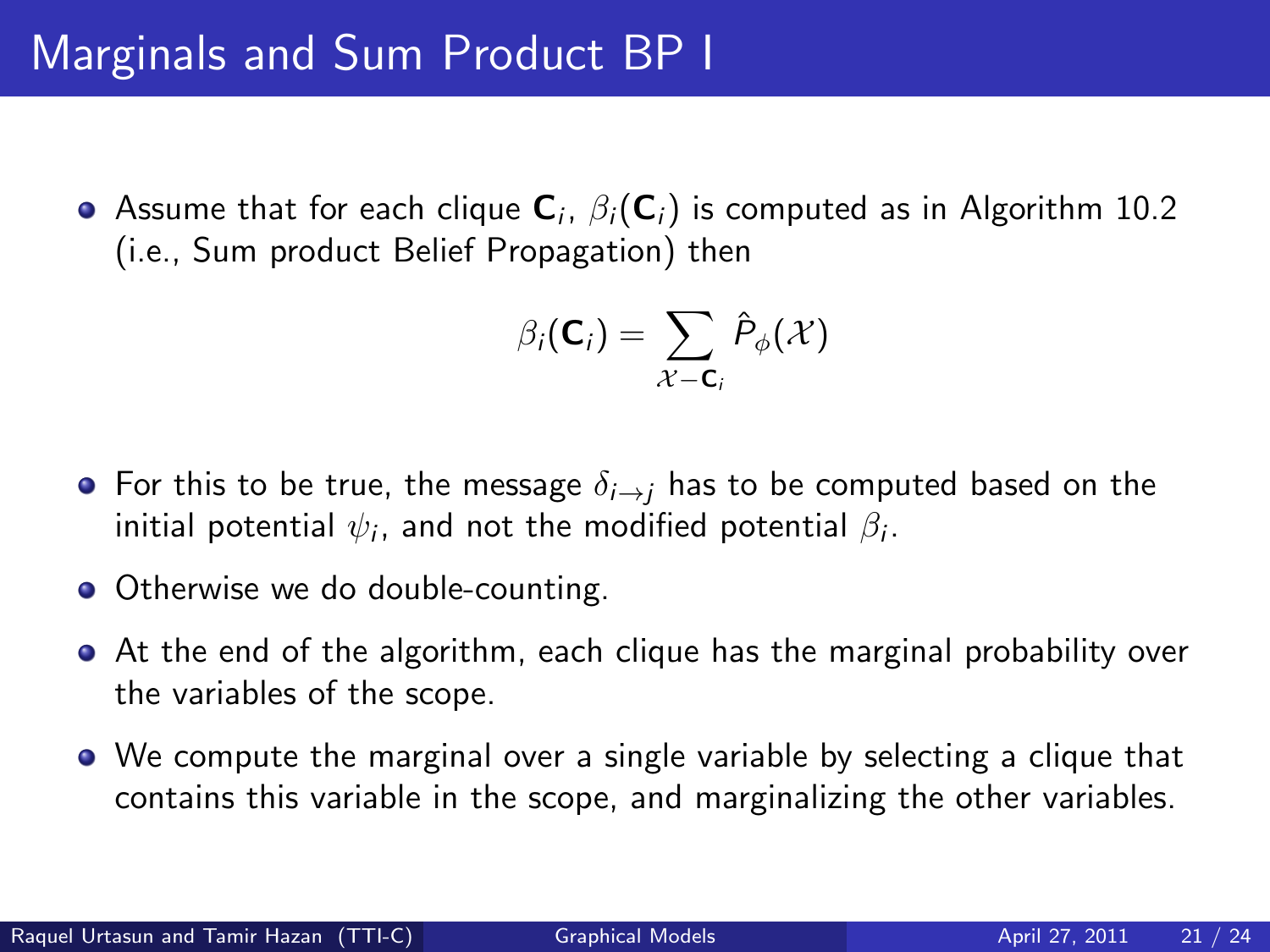# Marginals and Sum Product BP I

- Assume that for each clique $\mathbf{C}_i$, $\beta_i(\mathbf{C}_i)$ is computed as in Algorithm 10.2 (i.e., Sum product Belief Propagation) then

$$\beta_i(\mathbf{C}_i) = \sum_{\mathcal{X} - \mathbf{C}_i} \hat{P}_\phi(\mathcal{X})$$

- For this to be true, the message $\delta_{i \to j}$ has to be computed based on the initial potential $\psi_i$, and not the modified potential $\beta_i$.
- Otherwise we do double-counting.
- At the end of the algorithm, each clique has the marginal probability over the variables of the scope.
- We compute the marginal over a single variable by selecting a clique that contains this variable in the scope, and marginalizing the other variables.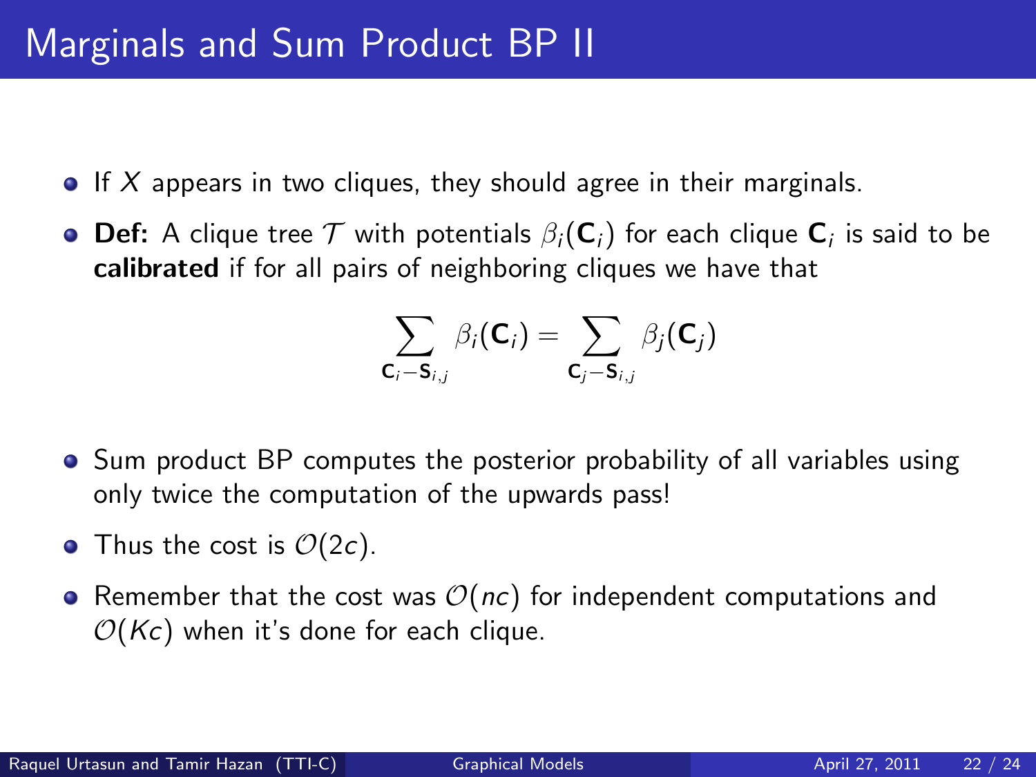# Marginals and Sum Product BP II

- If $X$ appears in two cliques, they should agree in their marginals.
- **Def:** A clique tree $\mathcal{T}$ with potentials $\beta_i(\mathbf{C}_i)$ for each clique $\mathbf{C}_i$ is said to be **calibrated** if for all pairs of neighboring cliques we have that

$$\sum_{\mathbf{C}_i - \mathbf{S}_{i,j}} \beta_i(\mathbf{C}_i) = \sum_{\mathbf{C}_j - \mathbf{S}_{i,j}} \beta_j(\mathbf{C}_j)$$

- Sum product BP computes the posterior probability of all variables using only twice the computation of the upwards pass!
- Thus the cost is $\mathcal{O}(2c)$.
- Remember that the cost was $\mathcal{O}(nc)$ for independent computations and $\mathcal{O}(Kc)$ when it's done for each clique.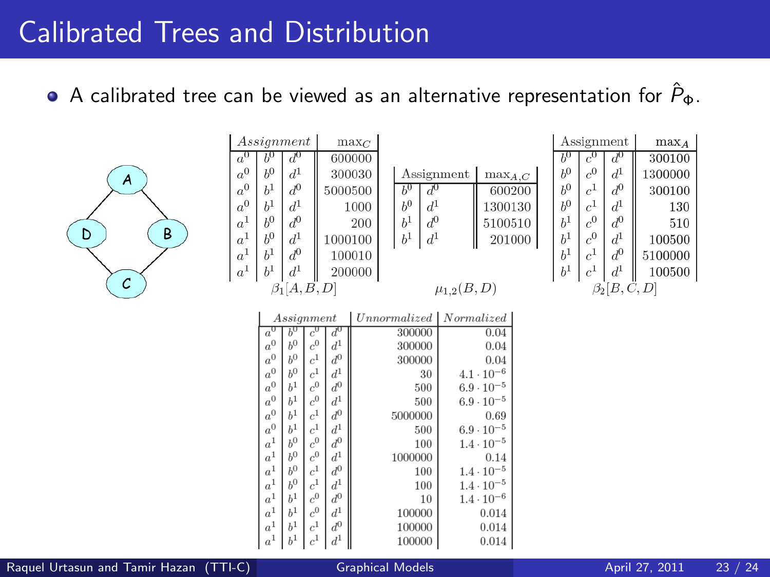# Calibrated Trees and Distribution

- A calibrated tree can be viewed as an alternative representation for $\hat{P}_\Phi$.

| *Assignment* | | | $\max_C$ |
|---|---|---|---|
| $a^0$ | $b^0$ | $d^0$ | 600000 |
| $a^0$ | $b^0$ | $d^1$ | 300030 |
| $a^0$ | $b^1$ | $d^0$ | 5000500 |
| $a^0$ | $b^1$ | $d^1$ | 1000 |
| $a^1$ | $b^0$ | $d^0$ | 200 |
| $a^1$ | $b^0$ | $d^1$ | 1000100 |
| $a^1$ | $b^1$ | $d^0$ | 100010 |
| $a^1$ | $b^1$ | $d^1$ | 200000 |

$\beta_1[A, B, D]$

| Assignment | | $\max_{A,C}$ |
|---|---|---|
| $b^0$ | $d^0$ | 600200 |
| $b^0$ | $d^1$ | 1300130 |
| $b^1$ | $d^0$ | 5100510 |
| $b^1$ | $d^1$ | 201000 |

$\mu_{1,2}(B, D)$

| Assignment | | | $\max_A$ |
|---|---|---|---|
| $b^0$ | $c^0$ | $d^0$ | 300100 |
| $b^0$ | $c^0$ | $d^1$ | 1300000 |
| $b^0$ | $c^1$ | $d^0$ | 300100 |
| $b^0$ | $c^1$ | $d^1$ | 130 |
| $b^1$ | $c^0$ | $d^0$ | 510 |
| $b^1$ | $c^0$ | $d^1$ | 100500 |
| $b^1$ | $c^1$ | $d^0$ | 5100000 |
| $b^1$ | $c^1$ | $d^1$ | 100500 |

$\beta_2[B, C, D]$

| *Assignment* | | | | *Unnormalized* | *Normalized* |
|---|---|---|---|---|---|
| $a^0$ | $b^0$ | $c^0$ | $d^0$ | 300000 | 0.04 |
| $a^0$ | $b^0$ | $c^0$ | $d^1$ | 300000 | 0.04 |
| $a^0$ | $b^0$ | $c^1$ | $d^0$ | 300000 | 0.04 |
| $a^0$ | $b^0$ | $c^1$ | $d^1$ | 30 | $4.1 \cdot 10^{-6}$ |
| $a^0$ | $b^1$ | $c^0$ | $d^0$ | 500 | $6.9 \cdot 10^{-5}$ |
| $a^0$ | $b^1$ | $c^0$ | $d^1$ | 500 | $6.9 \cdot 10^{-5}$ |
| $a^0$ | $b^1$ | $c^1$ | $d^0$ | 5000000 | 0.69 |
| $a^0$ | $b^1$ | $c^1$ | $d^1$ | 500 | $6.9 \cdot 10^{-5}$ |
| $a^1$ | $b^0$ | $c^0$ | $d^0$ | 100 | $1.4 \cdot 10^{-5}$ |
| $a^1$ | $b^0$ | $c^0$ | $d^1$ | 1000000 | 0.14 |
| $a^1$ | $b^0$ | $c^1$ | $d^0$ | 100 | $1.4 \cdot 10^{-5}$ |
| $a^1$ | $b^0$ | $c^1$ | $d^1$ | 100 | $1.4 \cdot 10^{-5}$ |
| $a^1$ | $b^1$ | $c^0$ | $d^0$ | 10 | $1.4 \cdot 10^{-6}$ |
| $a^1$ | $b^1$ | $c^0$ | $d^1$ | 100000 | 0.014 |
| $a^1$ | $b^1$ | $c^1$ | $d^0$ | 100000 | 0.014 |
| $a^1$ | $b^1$ | $c^1$ | $d^1$ | 100000 | 0.014 |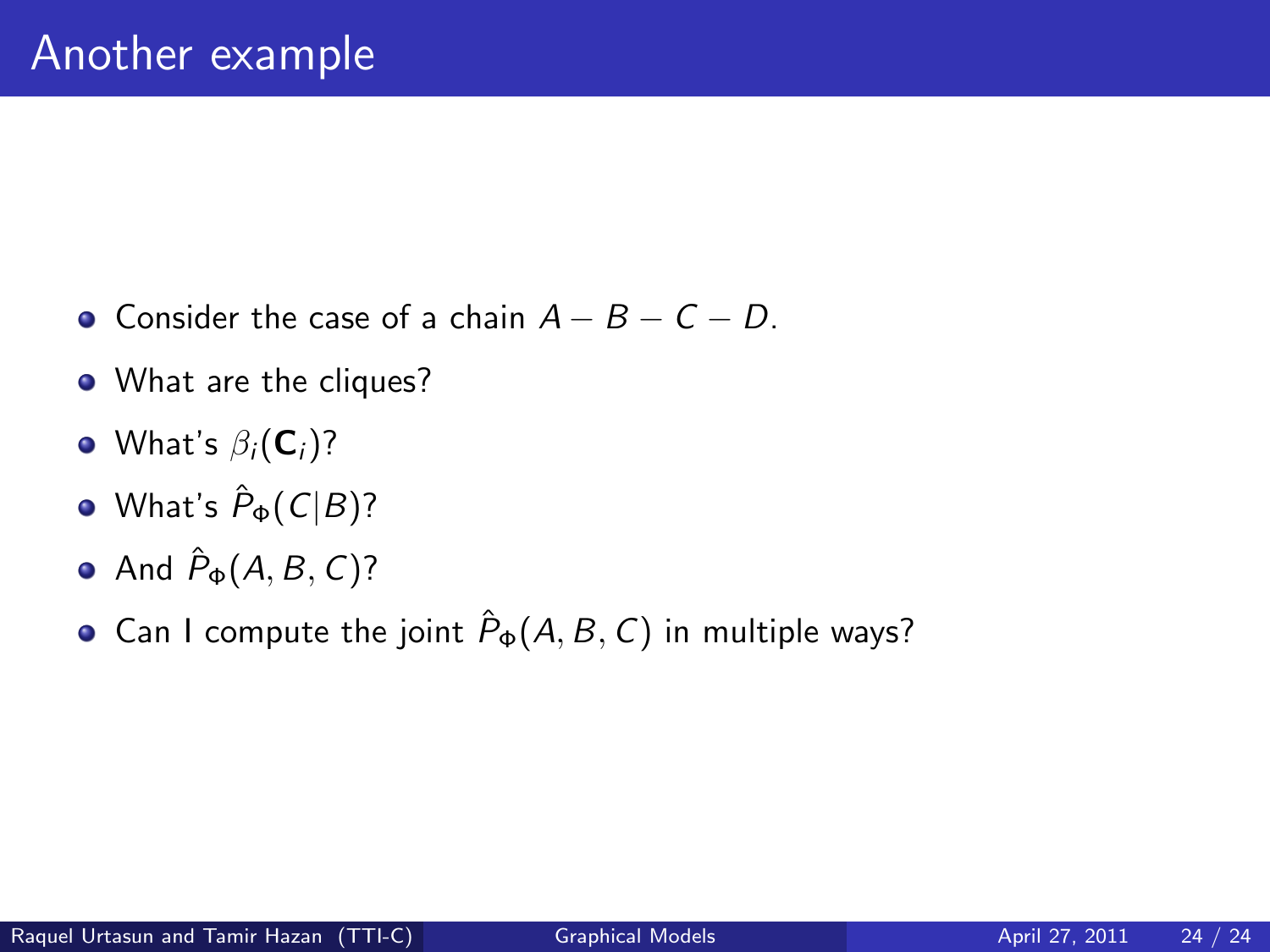# Another example

- Consider the case of a chain $A - B - C - D$.
- What are the cliques?
- What's $\beta_i(\mathbf{C}_i)$?
- What's $\hat{P}_\Phi(C|B)$?
- And $\hat{P}_\Phi(A, B, C)$?
- Can I compute the joint $\hat{P}_\Phi(A, B, C)$ in multiple ways?